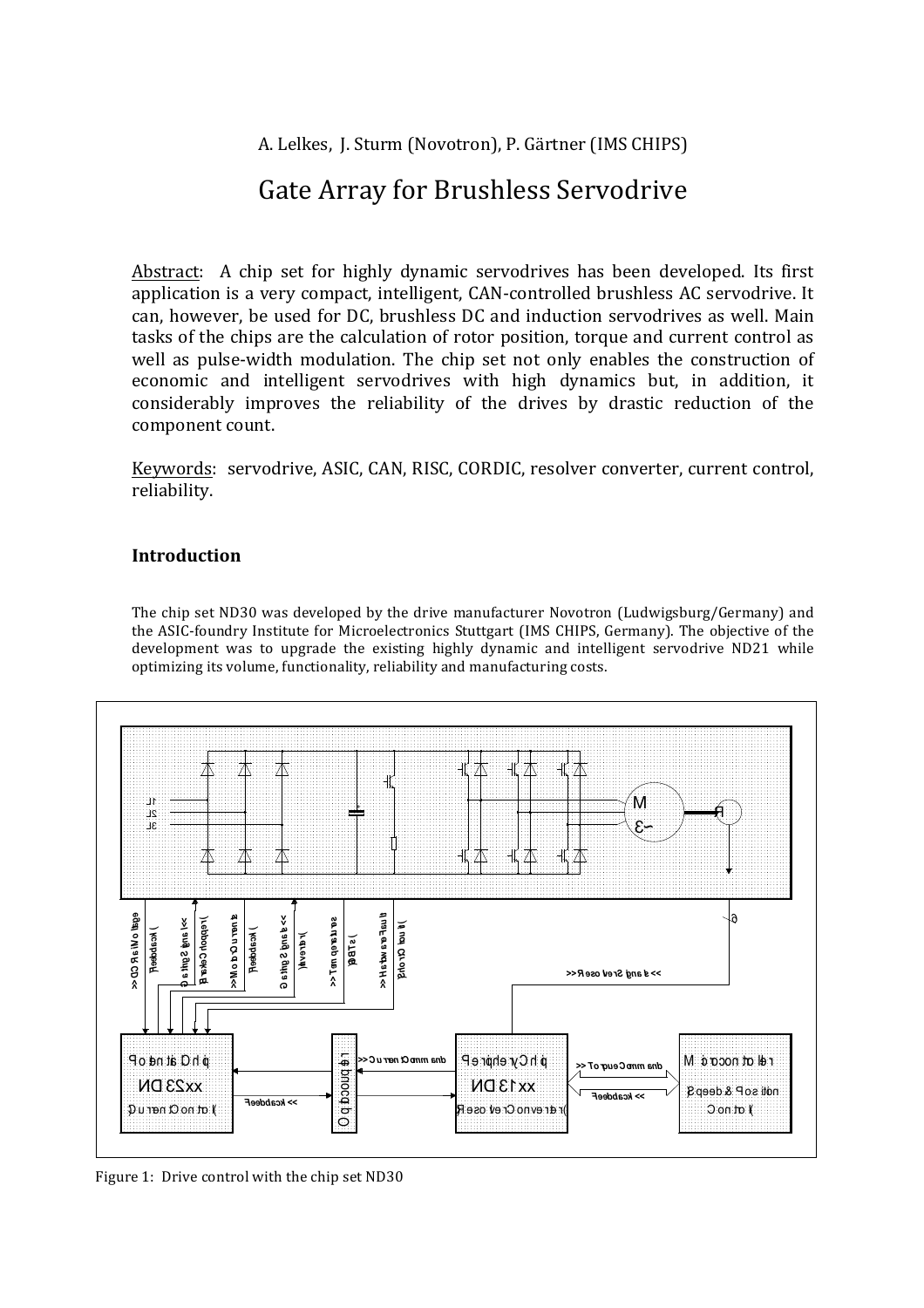A. Lelkes, J. Sturm (Novotron), P. Gärtner (IMS CHIPS)

# Gate Array for Brushless Servodrive

Abstract: A chip set for highly dynamic servodrives has been developed. Its first application is a very compact, intelligent, CAN-controlled brushless AC servodrive. It can, however, be used for DC, brushless DC and induction servodrives as well. Main tasks of the chips are the calculation of rotor position, torque and current control as well as pulse-width modulation. The chip set not only enables the construction of economic and intelligent servodrives with high dynamics but, in addition, it considerably improves the reliability of the drives by drastic reduction of the component count.

Keywords: servodrive, ASIC, CAN, RISC, CORDIC, resolver converter, current control, reliability.

## Introduction

The chip set ND30 was developed by the drive manufacturer Novotron (Ludwigsburg/Germany) and the ASIC-foundry Institute for Microelectronics Stuttgart (IMS CHIPS, Germany). The objective of the development was to upgrade the existing highly dynamic and intelligent servodrive ND21 while optimizing its volume, functionality, reliability and manufacturing costs.

Figure 1: Drive control with the chip set ND30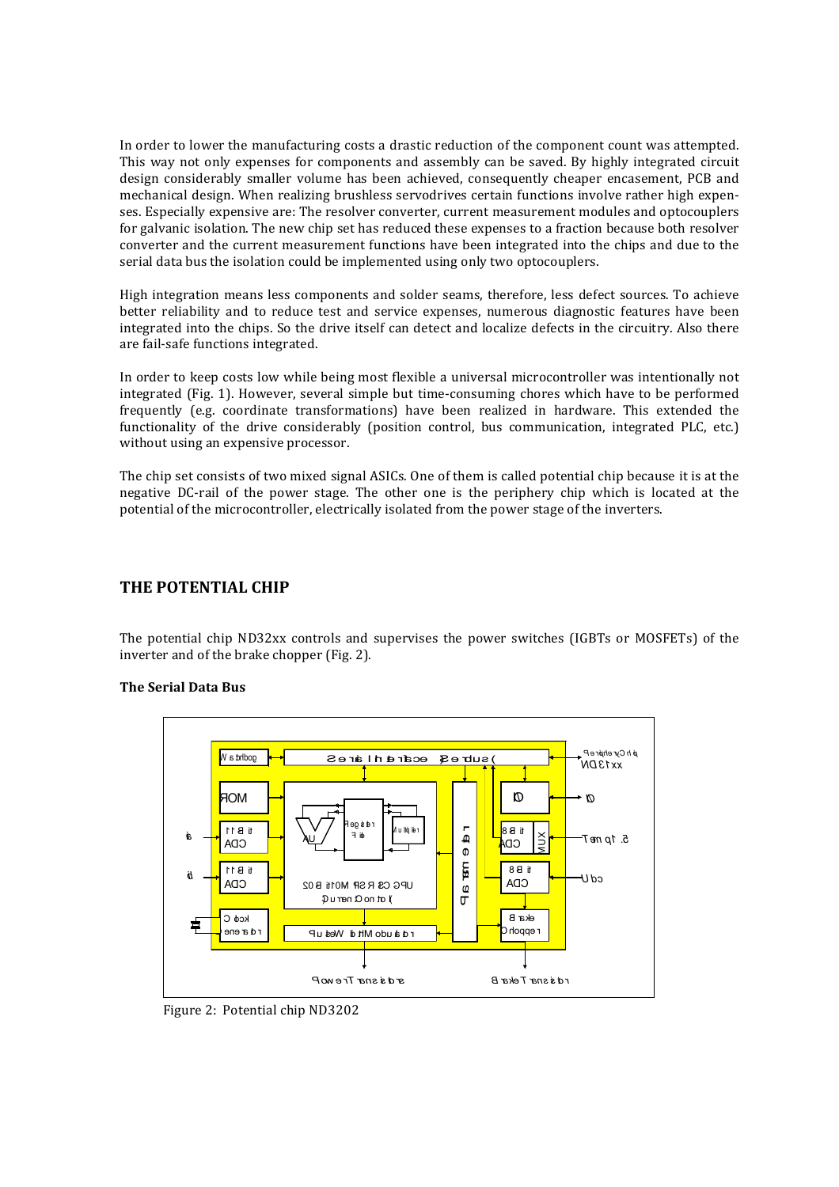In order to lower the manufacturing costs a drastic reduction of the component count was attempted. This way not only expenses for components and assembly can be saved. By highly integrated circuit design considerably smaller volume has been achieved, consequently cheaper encasement, PCB and mechanical design. When realizing brushless servodrives certain functions involve rather high expenses. Especially expensive are: The resolver converter, current measurement modules and optocouplers for galvanic isolation. The new chip set has reduced these expenses to a fraction because both resolver converter and the current measurement functions have been integrated into the chips and due to the serial data bus the isolation could be implemented using only two optocouplers.

High integration means less components and solder seams, therefore, less defect sources. To achieve better reliability and to reduce test and service expenses, numerous diagnostic features have been integrated into the chips. So the drive itself can detect and localize defects in the circuitry. Also there are fail-safe functions integrated.

In order to keep costs low while being most flexible a universal microcontroller was intentionally not integrated (Fig. 1). However, several simple but time-consuming chores which have to be performed frequently (e.g. coordinate transformations) have been realized in hardware. This extended the functionality of the drive considerably (position control, bus communication, integrated PLC, etc.) without using an expensive processor.

The chip set consists of two mixed signal ASICs. One of them is called potential chip because it is at the negative DC-rail of the power stage. The other one is the periphery chip which is located at the potential of the microcontroller, electrically isolated from the power stage of the inverters.

## THE POTENTIAL CHIP

The potential chip ND32xx controls and supervises the power switches (IGBTs or MOSFETs) of the inverter and of the brake chopper (Fig. 2).

### The Serial Data Bus

Figure 2: Potential chip ND3202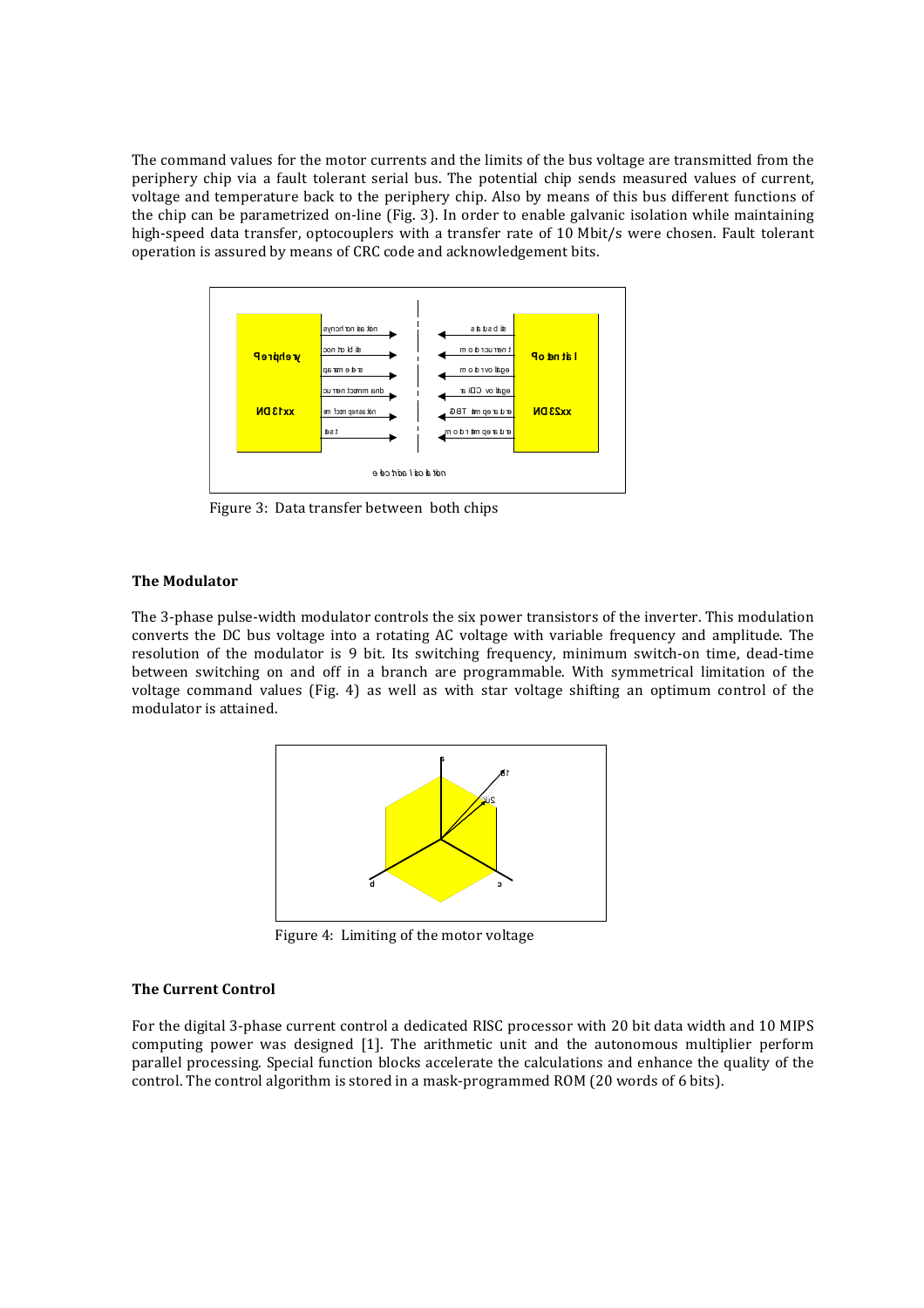The command values for the motor currents and the limits of the bus voltage are transmitted from the periphery chip via a fault tolerant serial bus. The potential chip sends measured values of current, voltage and temperature back to the periphery chip. Also by means of this bus different functions of the chip can be parametrized on-line (Fig. 3). In order to enable galvanic isolation while maintaining high-speed data transfer, optocouplers with a transfer rate of 10 Mbit/s were chosen. Fault tolerant operation is assured by means of CRC code and acknowledgement bits.

Figure 3: Data transfer between both chips

### The Modulator

The 3-phase pulse-width modulator controls the six power transistors of the inverter. This modulation converts the DC bus voltage into a rotating AC voltage with variable frequency and amplitude. The resolution of the modulator is 9 bit. Its switching frequency, minimum switch-on time, dead-time between switching on and off in a branch are programmable. With symmetrical limitation of the voltage command values (Fig. 4) as well as with star voltage shifting an optimum control of the modulator is attained.

Figure 4: Limiting of the motor voltage

### The Current Control

For the digital 3-phase current control a dedicated RISC processor with 20 bit data width and 10 MIPS computing power was designed [1]. The arithmetic unit and the autonomous multiplier perform parallel processing. Special function blocks accelerate the calculations and enhance the quality of the control. The control algorithm is stored in a mask-programmed ROM (20 words of 6 bits).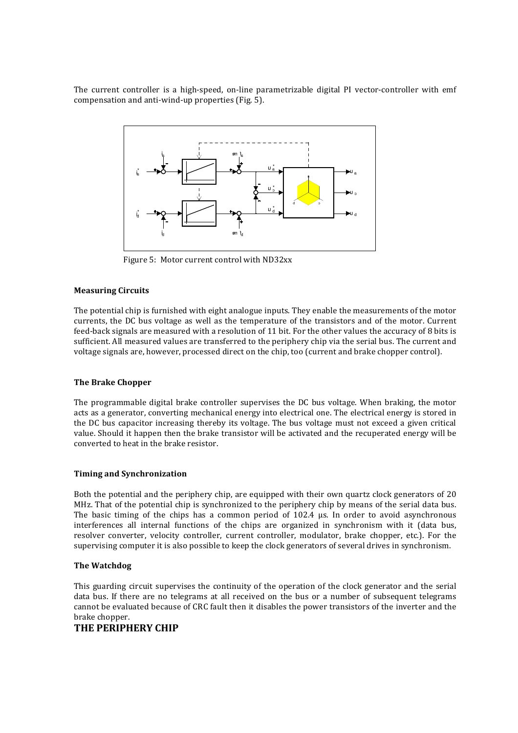The current controller is a high-speed, on-line parametrizable digital PI vector-controller with emf compensation and anti-wind-up properties (Fig. 5).

Figure 5: Motor current control with ND32xx

**Measuring Circuits**

The potential chip is furnished with eight analogue inputs. They enable the measurements of the motor currents, the DC bus voltage as well as the temperature of the transistors and of the motor. Current feed-back signals are measured with a resolution of 11 bit. For the other values the accuracy of 8 bits is sufficient. All measured values are transferred to the periphery chip via the serial bus. The current and voltage signals are, however, processed direct on the chip, too (current and brake chopper control).

**The Brake Chopper**

The programmable digital brake controller supervises the DC bus voltage. When braking, the motor acts as a generator, converting mechanical energy into electrical one. The electrical energy is stored in the DC bus capacitor increasing thereby its voltage. The bus voltage must not exceed a given critical value. Should it happen then the brake transistor will be activated and the recuperated energy will be converted to heat in the brake resistor.

**Timing and Synchronization**

Both the potential and the periphery chip, are equipped with their own quartz clock generators of 20 MHz. That of the potential chip is synchronized to the periphery chip by means of the serial data bus. The basic timing of the chips has a common period of 102.4 µs. In order to avoid asynchronous interferences all internal functions of the chips are organized in synchronism with it (data bus, resolver converter, velocity controller, current controller, modulator, brake chopper, etc.). For the supervising computer it is also possible to keep the clock generators of several drives in synchronism.

**The Watchdog**

This guarding circuit supervises the continuity of the operation of the clock generator and the serial data bus. If there are no telegrams at all received on the bus or a number of subsequent telegrams cannot be evaluated because of CRC fault then it disables the power transistors of the inverter and the brake chopper.

## THE PERIPHERY CHIP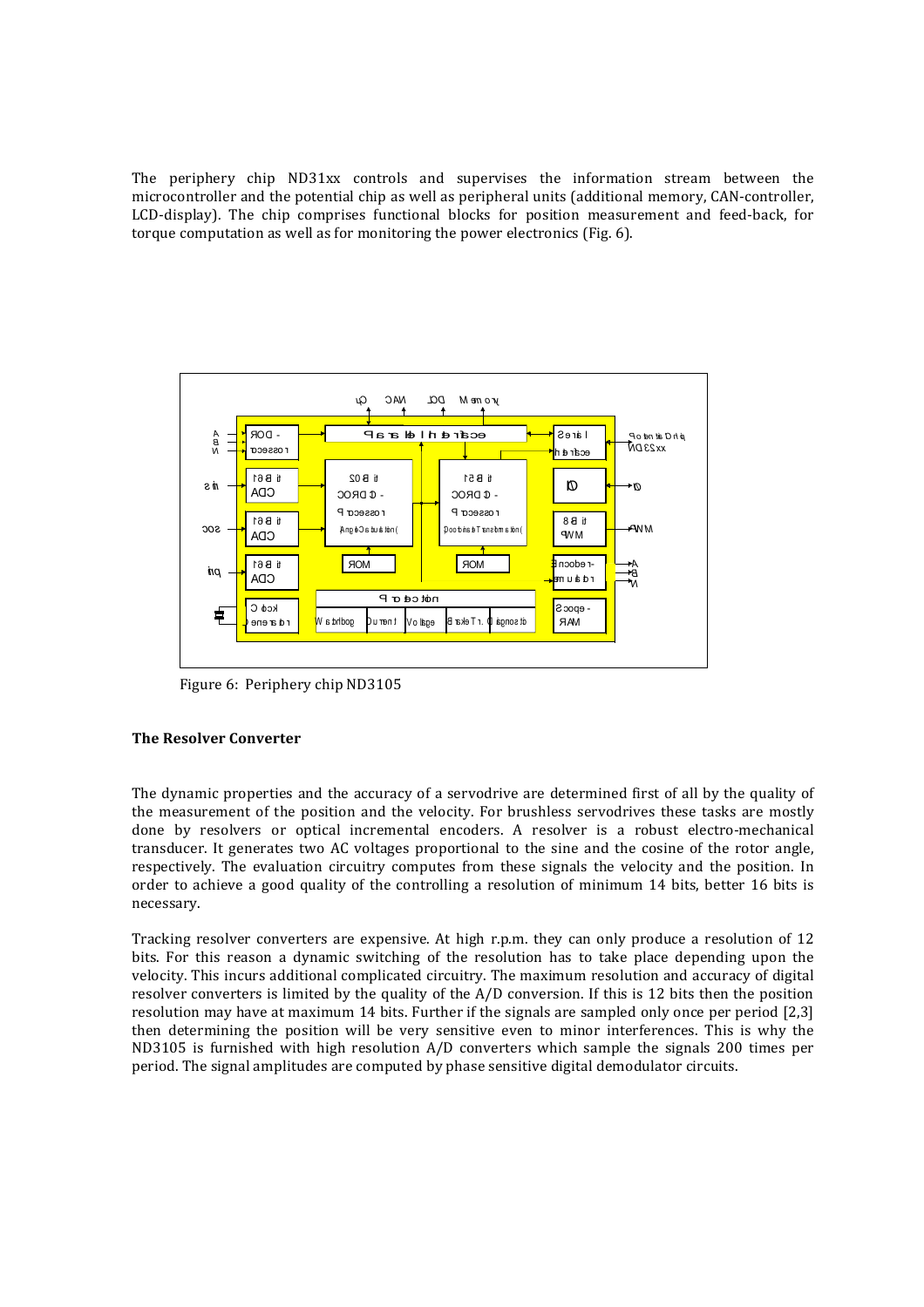The periphery chip ND31xx controls and supervises the information stream between the microcontroller and the potential chip as well as peripheral units (additional memory, CAN-controller, LCD-display). The chip comprises functional blocks for position measurement and feed-back, for torque computation as well as for monitoring the power electronics (Fig. 6).

Figure 6: Periphery chip ND3105

**The Resolver Converter**

The dynamic properties and the accuracy of a servodrive are determined first of all by the quality of the measurement of the position and the velocity. For brushless servodrives these tasks are mostly done by resolvers or optical incremental encoders. A resolver is a robust electro-mechanical transducer. It generates two AC voltages proportional to the sine and the cosine of the rotor angle, respectively. The evaluation circuitry computes from these signals the velocity and the position. In order to achieve a good quality of the controlling a resolution of minimum 14 bits, better 16 bits is necessary.

Tracking resolver converters are expensive. At high r.p.m. they can only produce a resolution of 12 bits. For this reason a dynamic switching of the resolution has to take place depending upon the velocity. This incurs additional complicated circuitry. The maximum resolution and accuracy of digital resolver converters is limited by the quality of the A/D conversion. If this is 12 bits then the position resolution may have at maximum 14 bits. Further if the signals are sampled only once per period [2,3] then determining the position will be very sensitive even to minor interferences. This is why the ND3105 is furnished with high resolution A/D converters which sample the signals 200 times per period. The signal amplitudes are computed by phase sensitive digital demodulator circuits.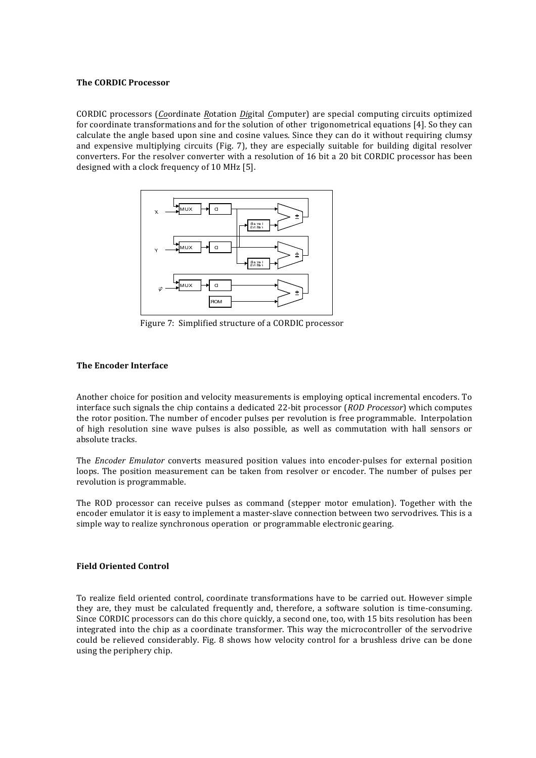### The CORDIC Processor

CORDIC processors (*Co*ordinate *R*otation *Di*gital *C*omputer) are special computing circuits optimized for coordinate transformations and for the solution of other trigonometrical equations [4]. So they can calculate the angle based upon sine and cosine values. Since they can do it without requiring clumsy and expensive multiplying circuits (Fig. 7), they are especially suitable for building digital resolver converters. For the resolver converter with a resolution of 16 bit a 20 bit CORDIC processor has been designed with a clock frequency of 10 MHz [5].

Figure 7: Simplified structure of a CORDIC processor

### The Encoder Interface

Another choice for position and velocity measurements is employing optical incremental encoders. To interface such signals the chip contains a dedicated 22-bit processor (*ROD Processor*) which computes the rotor position. The number of encoder pulses per revolution is free programmable. Interpolation of high resolution sine wave pulses is also possible, as well as commutation with hall sensors or absolute tracks.

The *Encoder Emulator* converts measured position values into encoder-pulses for external position loops. The position measurement can be taken from resolver or encoder. The number of pulses per revolution is programmable.

The ROD processor can receive pulses as command (stepper motor emulation). Together with the encoder emulator it is easy to implement a master-slave connection between two servodrives. This is a simple way to realize synchronous operation or programmable electronic gearing.

### Field Oriented Control

To realize field oriented control, coordinate transformations have to be carried out. However simple they are, they must be calculated frequently and, therefore, a software solution is time-consuming. Since CORDIC processors can do this chore quickly, a second one, too, with 15 bits resolution has been integrated into the chip as a coordinate transformer. This way the microcontroller of the servodrive could be relieved considerably. Fig. 8 shows how velocity control for a brushless drive can be done using the periphery chip.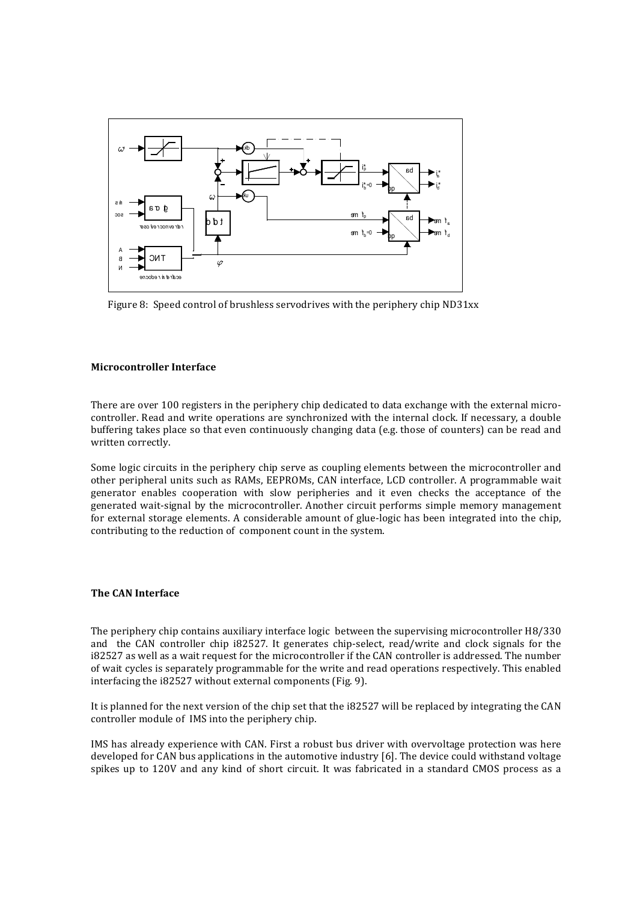Figure 8: Speed control of brushless servodrives with the periphery chip ND31xx

**Microcontroller Interface**

There are over 100 registers in the periphery chip dedicated to data exchange with the external microcontroller. Read and write operations are synchronized with the internal clock. If necessary, a double buffering takes place so that even continuously changing data (e.g. those of counters) can be read and written correctly.

Some logic circuits in the periphery chip serve as coupling elements between the microcontroller and other peripheral units such as RAMs, EEPROMs, CAN interface, LCD controller. A programmable wait generator enables cooperation with slow peripheries and it even checks the acceptance of the generated wait-signal by the microcontroller. Another circuit performs simple memory management for external storage elements. A considerable amount of glue-logic has been integrated into the chip, contributing to the reduction of component count in the system.

**The CAN Interface**

The periphery chip contains auxiliary interface logic between the supervising microcontroller H8/330 and the CAN controller chip i82527. It generates chip-select, read/write and clock signals for the i82527 as well as a wait request for the microcontroller if the CAN controller is addressed. The number of wait cycles is separately programmable for the write and read operations respectively. This enabled interfacing the i82527 without external components (Fig. 9).

It is planned for the next version of the chip set that the i82527 will be replaced by integrating the CAN controller module of IMS into the periphery chip.

IMS has already experience with CAN. First a robust bus driver with overvoltage protection was here developed for CAN bus applications in the automotive industry [6]. The device could withstand voltage spikes up to 120V and any kind of short circuit. It was fabricated in a standard CMOS process as a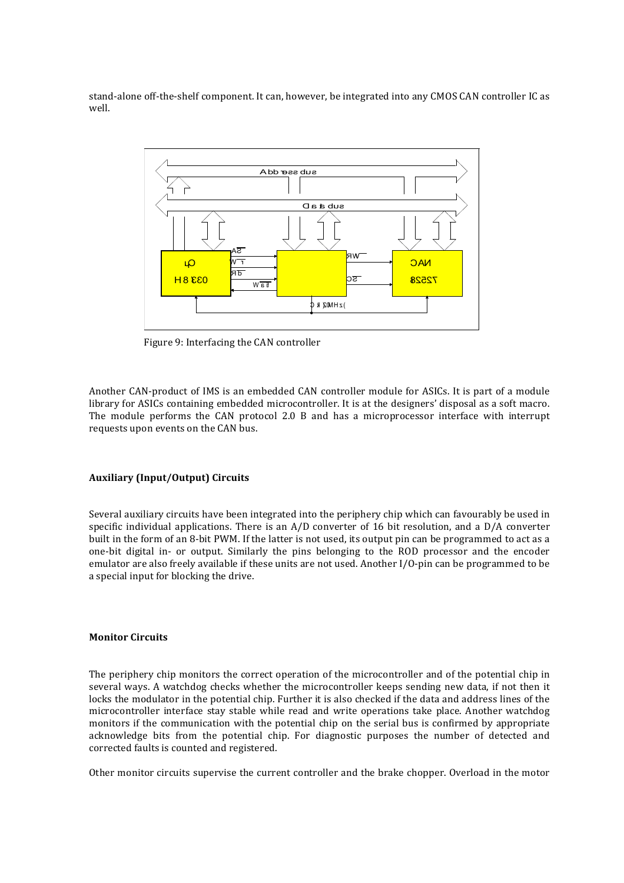stand-alone off-the-shelf component. It can, however, be integrated into any CMOS CAN controller IC as well.

Figure 9: Interfacing the CAN controller

Another CAN-product of IMS is an embedded CAN controller module for ASICs. It is part of a module library for ASICs containing embedded microcontroller. It is at the designers' disposal as a soft macro. The module performs the CAN protocol 2.0 B and has a microprocessor interface with interrupt requests upon events on the CAN bus.

**Auxiliary (Input/Output) Circuits**

Several auxiliary circuits have been integrated into the periphery chip which can favourably be used in specific individual applications. There is an A/D converter of 16 bit resolution, and a D/A converter built in the form of an 8-bit PWM. If the latter is not used, its output pin can be programmed to act as a one-bit digital in- or output. Similarly the pins belonging to the ROD processor and the encoder emulator are also freely available if these units are not used. Another I/O-pin can be programmed to be a special input for blocking the drive.

**Monitor Circuits**

The periphery chip monitors the correct operation of the microcontroller and of the potential chip in several ways. A watchdog checks whether the microcontroller keeps sending new data, if not then it locks the modulator in the potential chip. Further it is also checked if the data and address lines of the microcontroller interface stay stable while read and write operations take place. Another watchdog monitors if the communication with the potential chip on the serial bus is confirmed by appropriate acknowledge bits from the potential chip. For diagnostic purposes the number of detected and corrected faults is counted and registered.

Other monitor circuits supervise the current controller and the brake chopper. Overload in the motor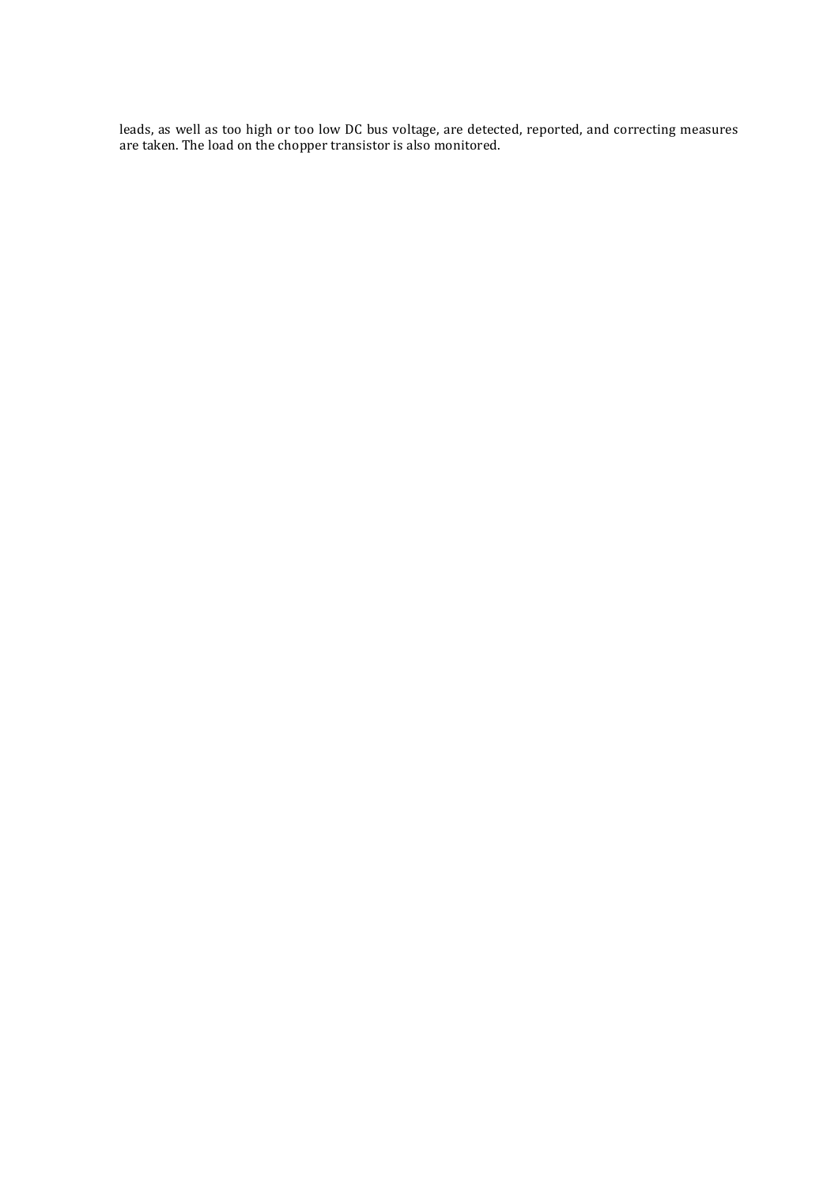leads, as well as too high or too low DC bus voltage, are detected, reported, and correcting measures are taken. The load on the chopper transistor is also monitored.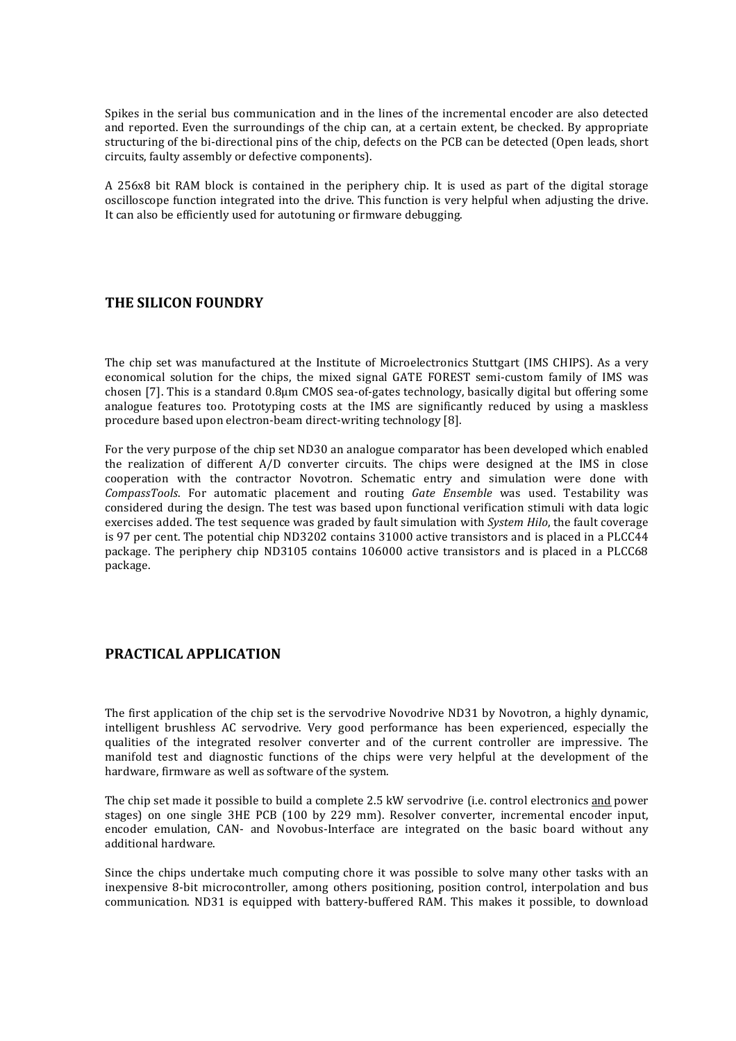Spikes in the serial bus communication and in the lines of the incremental encoder are also detected and reported. Even the surroundings of the chip can, at a certain extent, be checked. By appropriate structuring of the bi-directional pins of the chip, defects on the PCB can be detected (Open leads, short circuits, faulty assembly or defective components).

A 256x8 bit RAM block is contained in the periphery chip. It is used as part of the digital storage oscilloscope function integrated into the drive. This function is very helpful when adjusting the drive. It can also be efficiently used for autotuning or firmware debugging.

## THE SILICON FOUNDRY

The chip set was manufactured at the Institute of Microelectronics Stuttgart (IMS CHIPS). As a very economical solution for the chips, the mixed signal GATE FOREST semi-custom family of IMS was chosen [7]. This is a standard 0.8µm CMOS sea-of-gates technology, basically digital but offering some analogue features too. Prototyping costs at the IMS are significantly reduced by using a maskless procedure based upon electron-beam direct-writing technology [8].

For the very purpose of the chip set ND30 an analogue comparator has been developed which enabled the realization of different A/D converter circuits. The chips were designed at the IMS in close cooperation with the contractor Novotron. Schematic entry and simulation were done with *CompassTools*. For automatic placement and routing *Gate Ensemble* was used. Testability was considered during the design. The test was based upon functional verification stimuli with data logic exercises added. The test sequence was graded by fault simulation with *System Hilo*, the fault coverage is 97 per cent. The potential chip ND3202 contains 31000 active transistors and is placed in a PLCC44 package. The periphery chip ND3105 contains 106000 active transistors and is placed in a PLCC68 package.

## PRACTICAL APPLICATION

The first application of the chip set is the servodrive Novodrive ND31 by Novotron, a highly dynamic, intelligent brushless AC servodrive. Very good performance has been experienced, especially the qualities of the integrated resolver converter and of the current controller are impressive. The manifold test and diagnostic functions of the chips were very helpful at the development of the hardware, firmware as well as software of the system.

The chip set made it possible to build a complete 2.5 kW servodrive (i.e. control electronics <u>and</u> power stages) on one single 3HE PCB (100 by 229 mm). Resolver converter, incremental encoder input, encoder emulation, CAN- and Novobus-Interface are integrated on the basic board without any additional hardware.

Since the chips undertake much computing chore it was possible to solve many other tasks with an inexpensive 8-bit microcontroller, among others positioning, position control, interpolation and bus communication. ND31 is equipped with battery-buffered RAM. This makes it possible, to download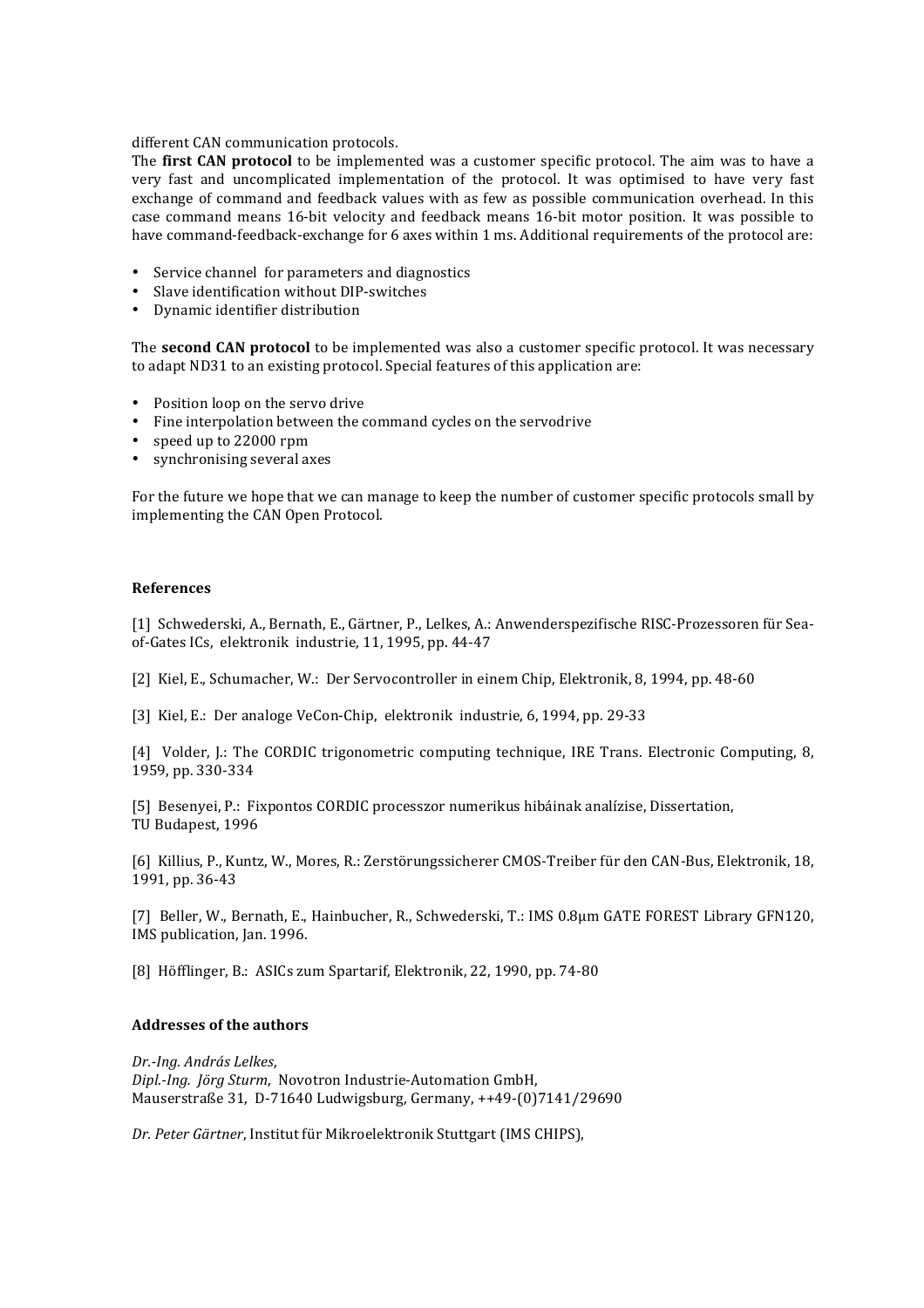different CAN communication protocols.

The **first CAN protocol** to be implemented was a customer specific protocol. The aim was to have a very fast and uncomplicated implementation of the protocol. It was optimised to have very fast exchange of command and feedback values with as few as possible communication overhead. In this case command means 16-bit velocity and feedback means 16-bit motor position. It was possible to have command-feedback-exchange for 6 axes within 1 ms. Additional requirements of the protocol are:

- Service channel for parameters and diagnostics
- Slave identification without DIP-switches
- Dynamic identifier distribution

The **second CAN protocol** to be implemented was also a customer specific protocol. It was necessary to adapt ND31 to an existing protocol. Special features of this application are:

- Position loop on the servo drive
- Fine interpolation between the command cycles on the servodrive
- speed up to 22000 rpm
- synchronising several axes

For the future we hope that we can manage to keep the number of customer specific protocols small by implementing the CAN Open Protocol.

**References**

[1] Schwederski, A., Bernath, E., Gärtner, P., Lelkes, A.: Anwenderspezifische RISC-Prozessoren für Sea-of-Gates ICs, elektronik industrie, 11, 1995, pp. 44-47

[2] Kiel, E., Schumacher, W.: Der Servocontroller in einem Chip, Elektronik, 8, 1994, pp. 48-60

[3] Kiel, E.: Der analoge VeCon-Chip, elektronik industrie, 6, 1994, pp. 29-33

[4] Volder, J.: The CORDIC trigonometric computing technique, IRE Trans. Electronic Computing, 8, 1959, pp. 330-334

[5] Besenyei, P.: Fixpontos CORDIC processzor numerikus hibáinak analízise, Dissertation, TU Budapest, 1996

[6] Killius, P., Kuntz, W., Mores, R.: Zerstörungssicherer CMOS-Treiber für den CAN-Bus, Elektronik, 18, 1991, pp. 36-43

[7] Beller, W., Bernath, E., Hainbucher, R., Schwederski, T.: IMS 0.8µm GATE FOREST Library GFN120, IMS publication, Jan. 1996.

[8] Höfflinger, B.: ASICs zum Spartarif, Elektronik, 22, 1990, pp. 74-80

**Addresses of the authors**

*Dr.-Ing. András Lelkes*,
*Dipl.-Ing. Jörg Sturm*, Novotron Industrie-Automation GmbH,
Mauserstraße 31, D-71640 Ludwigsburg, Germany, ++49-(0)7141/29690

*Dr. Peter Gärtner*, Institut für Mikroelektronik Stuttgart (IMS CHIPS),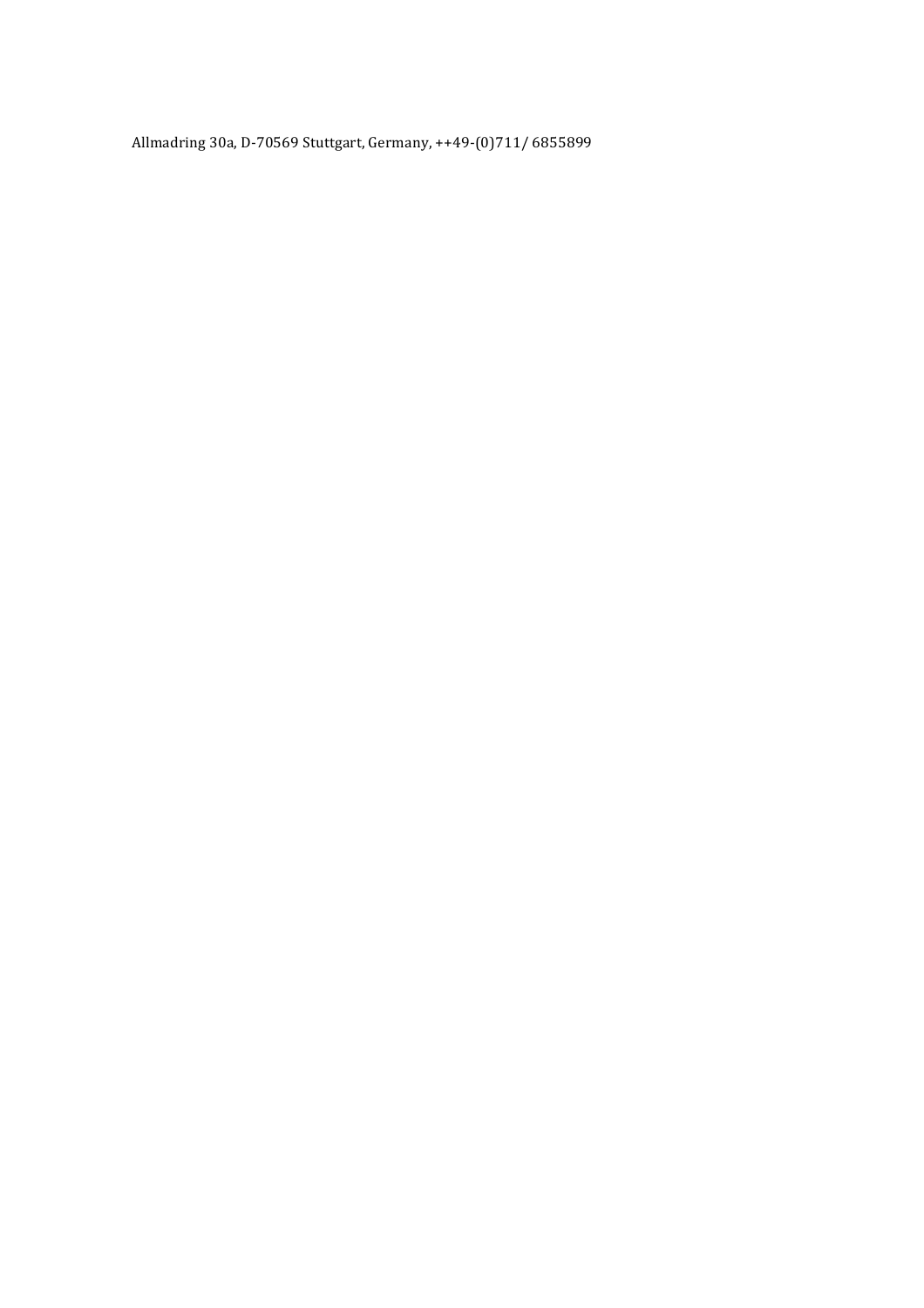Allmadring 30a, D-70569 Stuttgart, Germany, ++49-(0)711/ 6855899